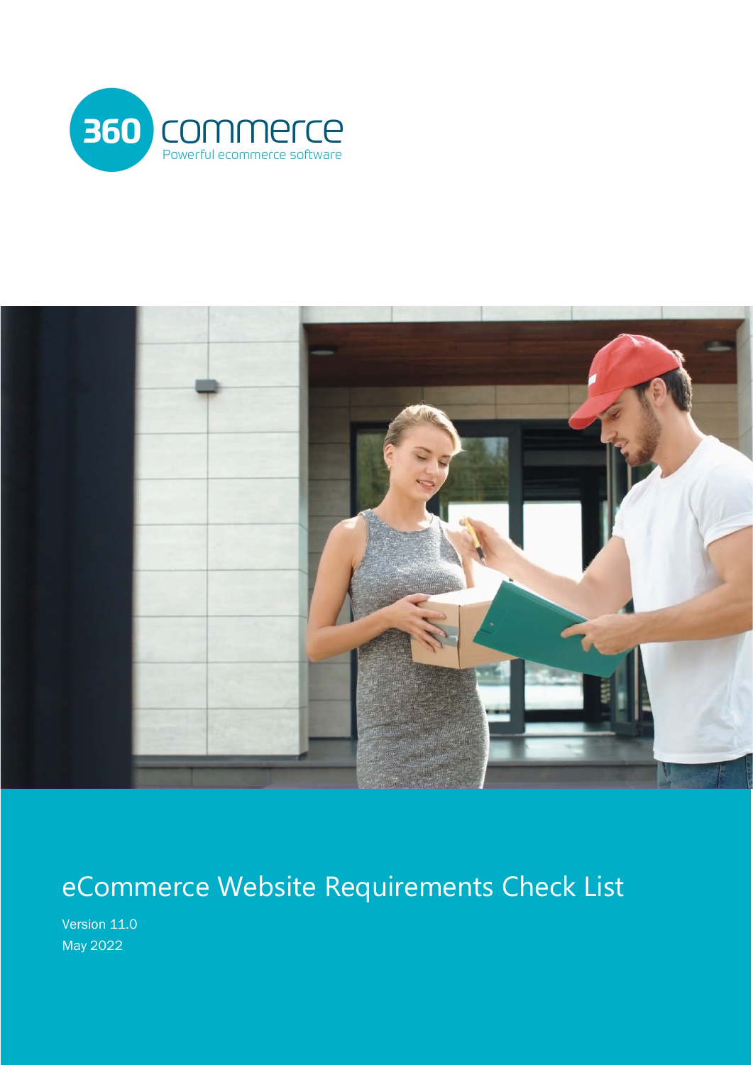360 commerce

Powerful ecommerce software

# eCommerce Website Requirements Check List

Version 11.0

May 2022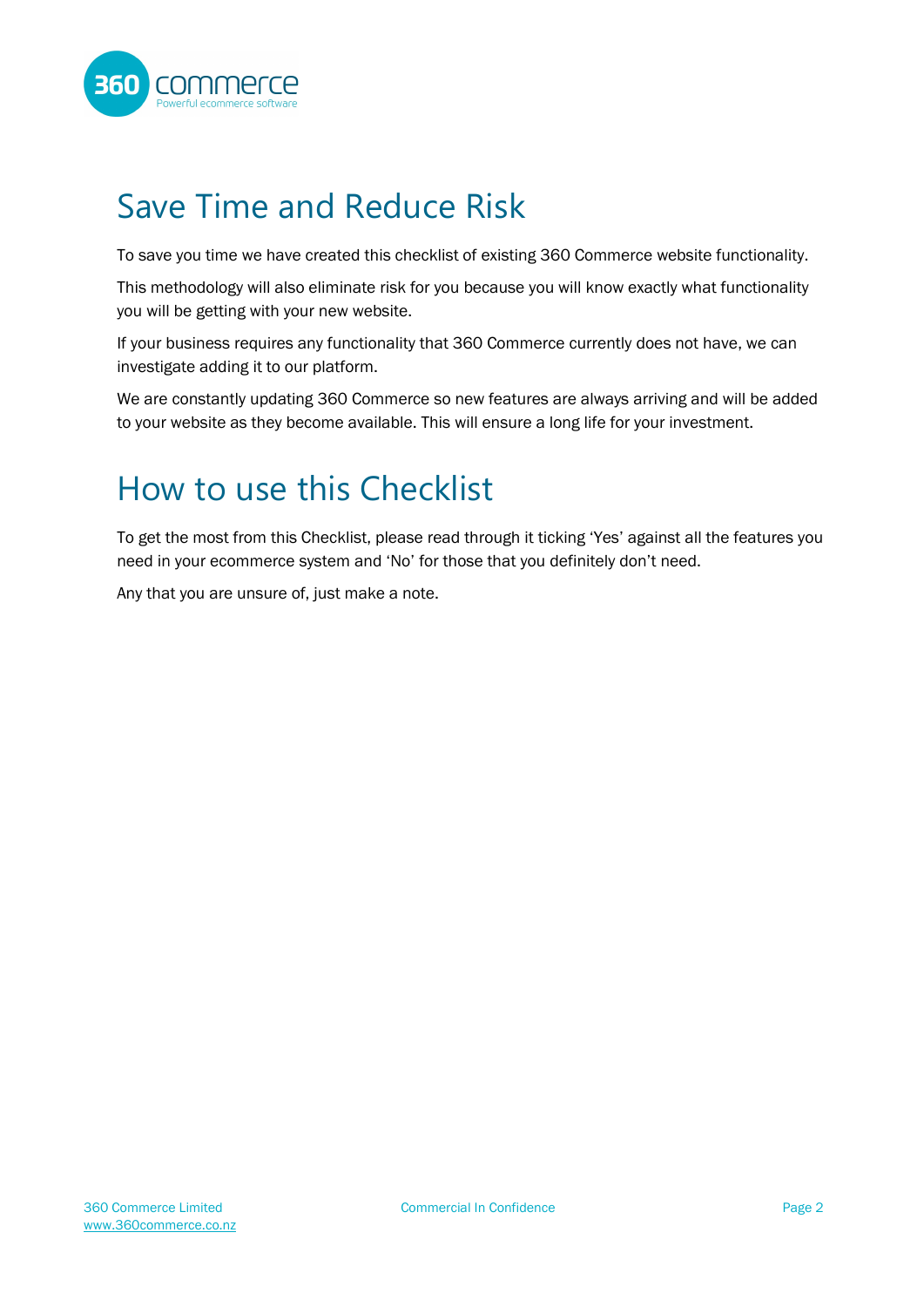# Save Time and Reduce Risk

To save you time we have created this checklist of existing 360 Commerce website functionality.

This methodology will also eliminate risk for you because you will know exactly what functionality you will be getting with your new website.

If your business requires any functionality that 360 Commerce currently does not have, we can investigate adding it to our platform.

We are constantly updating 360 Commerce so new features are always arriving and will be added to your website as they become available. This will ensure a long life for your investment.

# How to use this Checklist

To get the most from this Checklist, please read through it ticking 'Yes' against all the features you need in your ecommerce system and 'No' for those that you definitely don't need.

Any that you are unsure of, just make a note.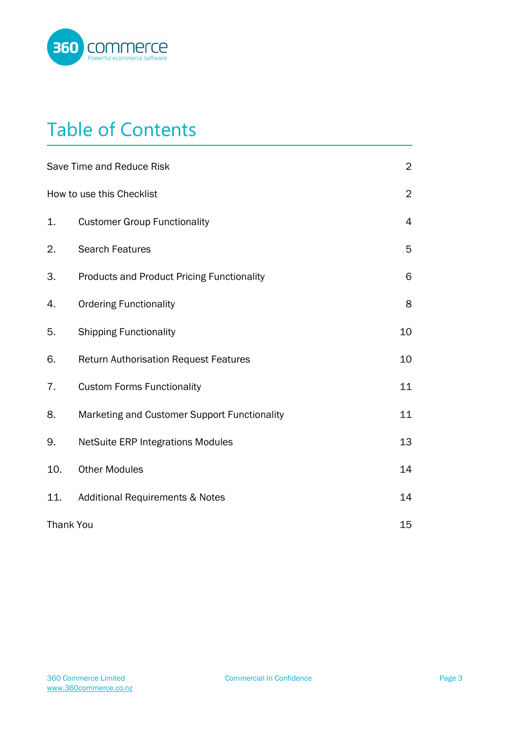# Table of Contents

| | | |
|---|---|---|
| Save Time and Reduce Risk | | 2 |
| How to use this Checklist | | 2 |
| 1. | Customer Group Functionality | 4 |
| 2. | Search Features | 5 |
| 3. | Products and Product Pricing Functionality | 6 |
| 4. | Ordering Functionality | 8 |
| 5. | Shipping Functionality | 10 |
| 6. | Return Authorisation Request Features | 10 |
| 7. | Custom Forms Functionality | 11 |
| 8. | Marketing and Customer Support Functionality | 11 |
| 9. | NetSuite ERP Integrations Modules | 13 |
| 10. | Other Modules | 14 |
| 11. | Additional Requirements & Notes | 14 |
| Thank You | | 15 |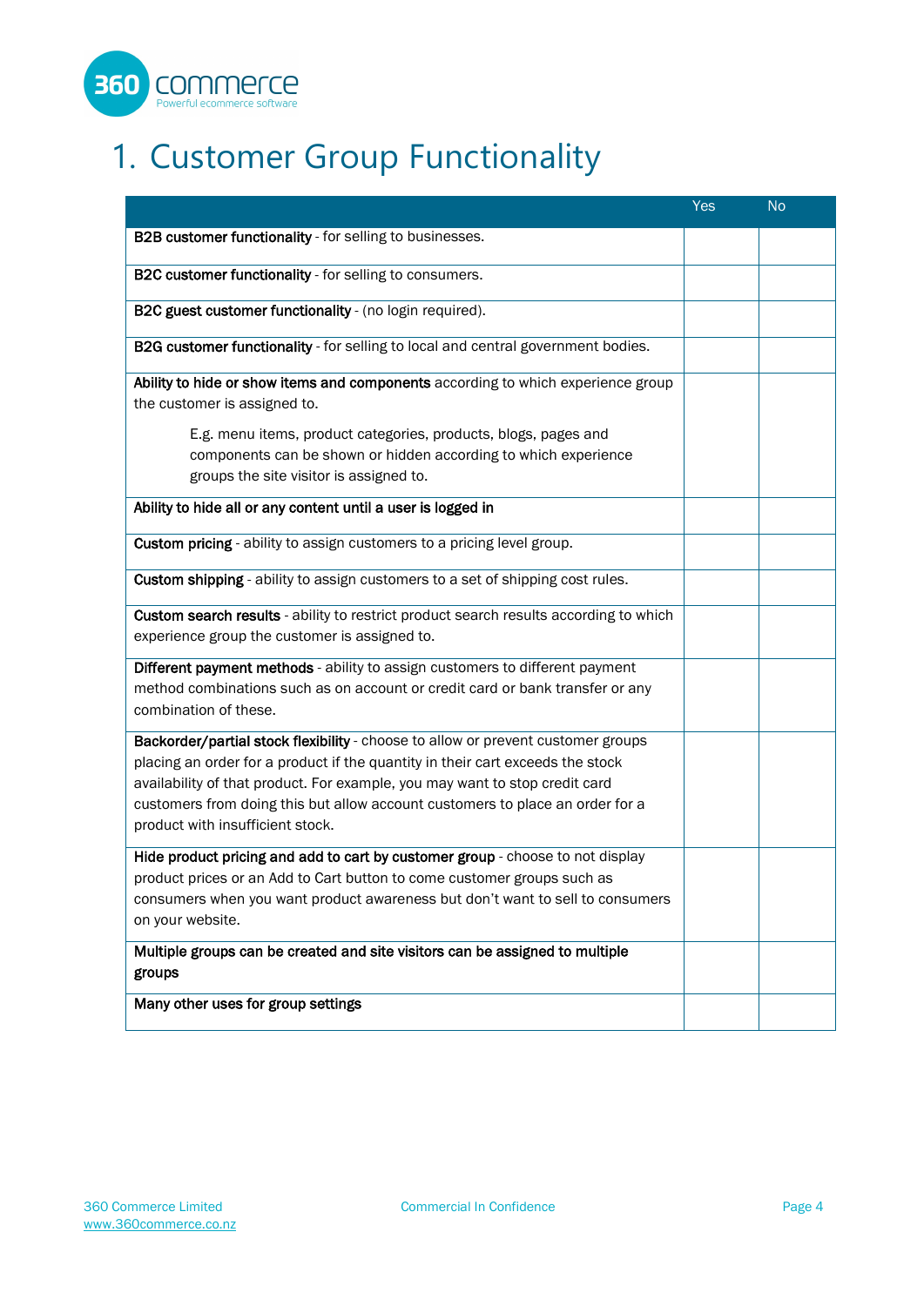# 1. Customer Group Functionality

| | Yes | No |
|---|---|---|
| **B2B customer functionality** - for selling to businesses. | | |
| **B2C customer functionality** - for selling to consumers. | | |
| **B2C guest customer functionality** - (no login required). | | |
| **B2G customer functionality** - for selling to local and central government bodies. | | |
| **Ability to hide or show items and components** according to which experience group the customer is assigned to. E.g. menu items, product categories, products, blogs, pages and components can be shown or hidden according to which experience groups the site visitor is assigned to. | | |
| **Ability to hide all or any content until a user is logged in** | | |
| **Custom pricing** - ability to assign customers to a pricing level group. | | |
| **Custom shipping** - ability to assign customers to a set of shipping cost rules. | | |
| **Custom search results** - ability to restrict product search results according to which experience group the customer is assigned to. | | |
| **Different payment methods** - ability to assign customers to different payment method combinations such as on account or credit card or bank transfer or any combination of these. | | |
| **Backorder/partial stock flexibility** - choose to allow or prevent customer groups placing an order for a product if the quantity in their cart exceeds the stock availability of that product. For example, you may want to stop credit card customers from doing this but allow account customers to place an order for a product with insufficient stock. | | |
| **Hide product pricing and add to cart by customer group** - choose to not display product prices or an Add to Cart button to come customer groups such as consumers when you want product awareness but don't want to sell to consumers on your website. | | |
| **Multiple groups can be created and site visitors can be assigned to multiple groups** | | |
| **Many other uses for group settings** | | |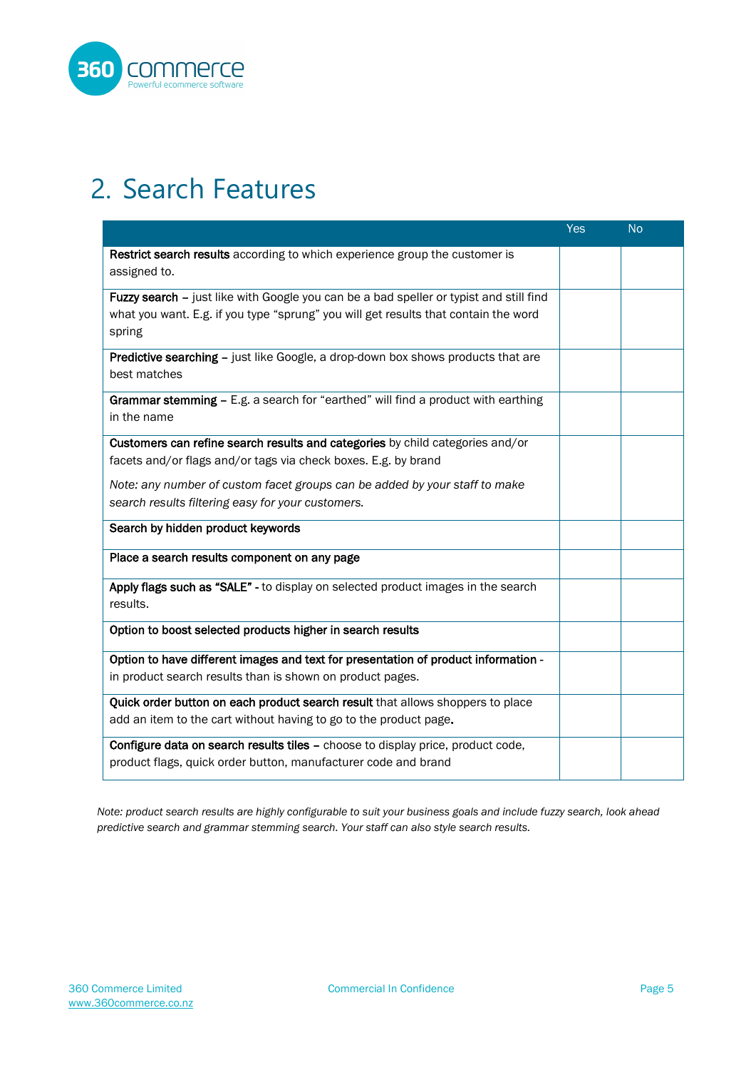# 2. Search Features

| | Yes | No |
|---|---|---|
| **Restrict search results** according to which experience group the customer is assigned to. | | |
| **Fuzzy search –** just like with Google you can be a bad speller or typist and still find what you want. E.g. if you type "sprung" you will get results that contain the word spring | | |
| **Predictive searching –** just like Google, a drop-down box shows products that are best matches | | |
| **Grammar stemming –** E.g. a search for "earthed" will find a product with earthing in the name | | |
| **Customers can refine search results and categories** by child categories and/or facets and/or flags and/or tags via check boxes. E.g. by brand<br>*Note: any number of custom facet groups can be added by your staff to make search results filtering easy for your customers.* | | |
| **Search by hidden product keywords** | | |
| **Place a search results component on any page** | | |
| **Apply flags such as "SALE" -** to display on selected product images in the search results. | | |
| **Option to boost selected products higher in search results** | | |
| **Option to have different images and text for presentation of product information -** in product search results than is shown on product pages. | | |
| **Quick order button on each product search result** that allows shoppers to place add an item to the cart without having to go to the product page**.** | | |
| **Configure data on search results tiles –** choose to display price, product code, product flags, quick order button, manufacturer code and brand | | |

*Note: product search results are highly configurable to suit your business goals and include fuzzy search, look ahead predictive search and grammar stemming search. Your staff can also style search results.*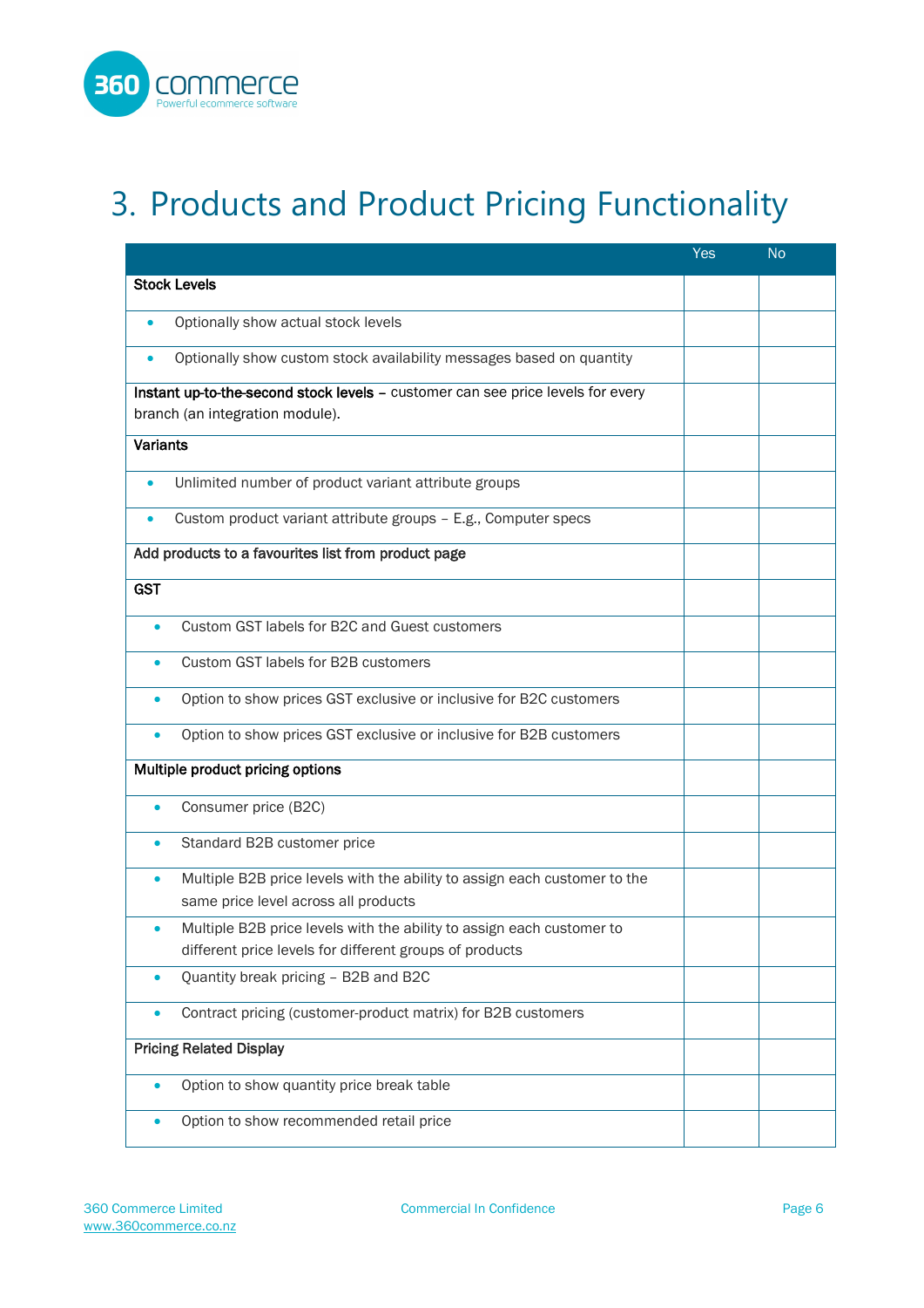# 3. Products and Product Pricing Functionality

| | Yes | No |
|---|---|---|
| **Stock Levels** | | |
| • Optionally show actual stock levels | | |
| • Optionally show custom stock availability messages based on quantity | | |
| **Instant up-to-the-second stock levels** – customer can see price levels for every branch (an integration module). | | |
| **Variants** | | |
| • Unlimited number of product variant attribute groups | | |
| • Custom product variant attribute groups – E.g., Computer specs | | |
| **Add products to a favourites list from product page** | | |
| **GST** | | |
| • Custom GST labels for B2C and Guest customers | | |
| • Custom GST labels for B2B customers | | |
| • Option to show prices GST exclusive or inclusive for B2C customers | | |
| • Option to show prices GST exclusive or inclusive for B2B customers | | |
| **Multiple product pricing options** | | |
| • Consumer price (B2C) | | |
| • Standard B2B customer price | | |
| • Multiple B2B price levels with the ability to assign each customer to the same price level across all products | | |
| • Multiple B2B price levels with the ability to assign each customer to different price levels for different groups of products | | |
| • Quantity break pricing – B2B and B2C | | |
| • Contract pricing (customer-product matrix) for B2B customers | | |
| **Pricing Related Display** | | |
| • Option to show quantity price break table | | |
| • Option to show recommended retail price | | |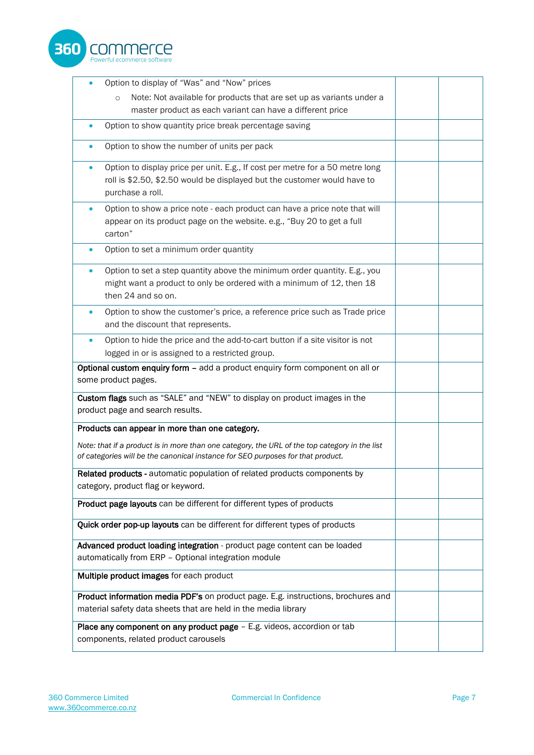| | | |
|---|---|---|
| • Option to display of "Was" and "Now" prices<br>  ○ Note: Not available for products that are set up as variants under a master product as each variant can have a different price | | |
| • Option to show quantity price break percentage saving | | |
| • Option to show the number of units per pack | | |
| • Option to display price per unit. E.g., If cost per metre for a 50 metre long roll is $2.50, $2.50 would be displayed but the customer would have to purchase a roll. | | |
| • Option to show a price note - each product can have a price note that will appear on its product page on the website. e.g., "Buy 20 to get a full carton" | | |
| • Option to set a minimum order quantity | | |
| • Option to set a step quantity above the minimum order quantity. E.g., you might want a product to only be ordered with a minimum of 12, then 18 then 24 and so on. | | |
| • Option to show the customer's price, a reference price such as Trade price and the discount that represents. | | |
| • Option to hide the price and the add-to-cart button if a site visitor is not logged in or is assigned to a restricted group. | | |
| **Optional custom enquiry form** – add a product enquiry form component on all or some product pages. | | |
| **Custom flags** such as "SALE" and "NEW" to display on product images in the product page and search results. | | |
| **Products can appear in more than one category.**<br>*Note: that if a product is in more than one category, the URL of the top category in the list of categories will be the canonical instance for SEO purposes for that product.* | | |
| **Related products -** automatic population of related products components by category, product flag or keyword. | | |
| **Product page layouts** can be different for different types of products | | |
| **Quick order pop-up layouts** can be different for different types of products | | |
| **Advanced product loading integration** - product page content can be loaded automatically from ERP – Optional integration module | | |
| **Multiple product images** for each product | | |
| **Product information media PDF's** on product page. E.g. instructions, brochures and material safety data sheets that are held in the media library | | |
| **Place any component on any product page** – E.g. videos, accordion or tab components, related product carousels | | |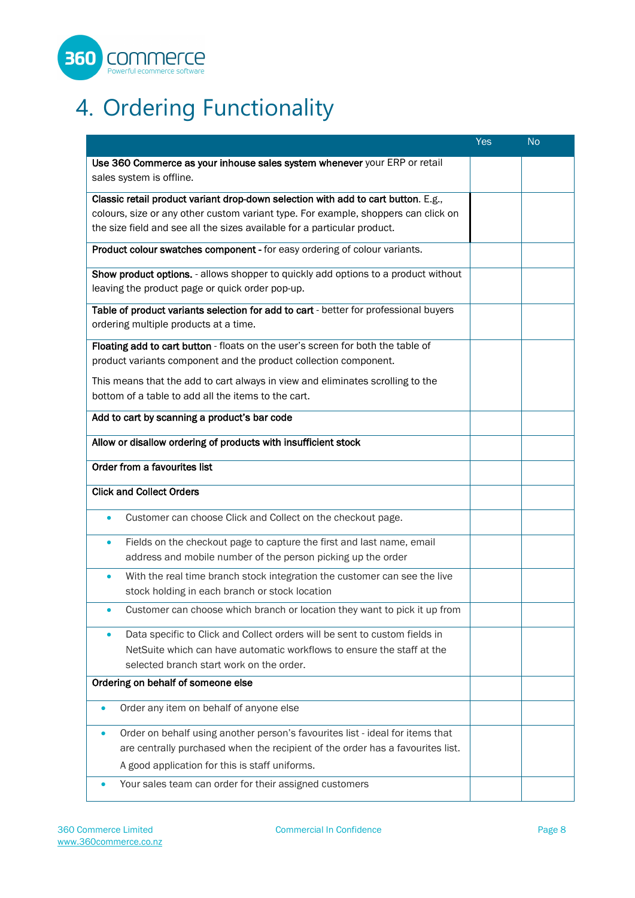# 4. Ordering Functionality

| | Yes | No |
|---|---|---|
| **Use 360 Commerce as your inhouse sales system whenever** your ERP or retail sales system is offline. | | |
| **Classic retail product variant drop-down selection with add to cart button**. E.g., colours, size or any other custom variant type. For example, shoppers can click on the size field and see all the sizes available for a particular product. | | |
| **Product colour swatches component -** for easy ordering of colour variants. | | |
| **Show product options.** - allows shopper to quickly add options to a product without leaving the product page or quick order pop-up. | | |
| **Table of product variants selection for add to cart** - better for professional buyers ordering multiple products at a time. | | |
| **Floating add to cart button** - floats on the user's screen for both the table of product variants component and the product collection component.<br><br>This means that the add to cart always in view and eliminates scrolling to the bottom of a table to add all the items to the cart. | | |
| **Add to cart by scanning a product's bar code** | | |
| **Allow or disallow ordering of products with insufficient stock** | | |
| **Order from a favourites list** | | |
| **Click and Collect Orders** | | |
| • Customer can choose Click and Collect on the checkout page. | | |
| • Fields on the checkout page to capture the first and last name, email address and mobile number of the person picking up the order | | |
| • With the real time branch stock integration the customer can see the live stock holding in each branch or stock location | | |
| • Customer can choose which branch or location they want to pick it up from | | |
| • Data specific to Click and Collect orders will be sent to custom fields in NetSuite which can have automatic workflows to ensure the staff at the selected branch start work on the order. | | |
| **Ordering on behalf of someone else** | | |
| • Order any item on behalf of anyone else | | |
| • Order on behalf using another person's favourites list - ideal for items that are centrally purchased when the recipient of the order has a favourites list. A good application for this is staff uniforms. | | |
| • Your sales team can order for their assigned customers | | |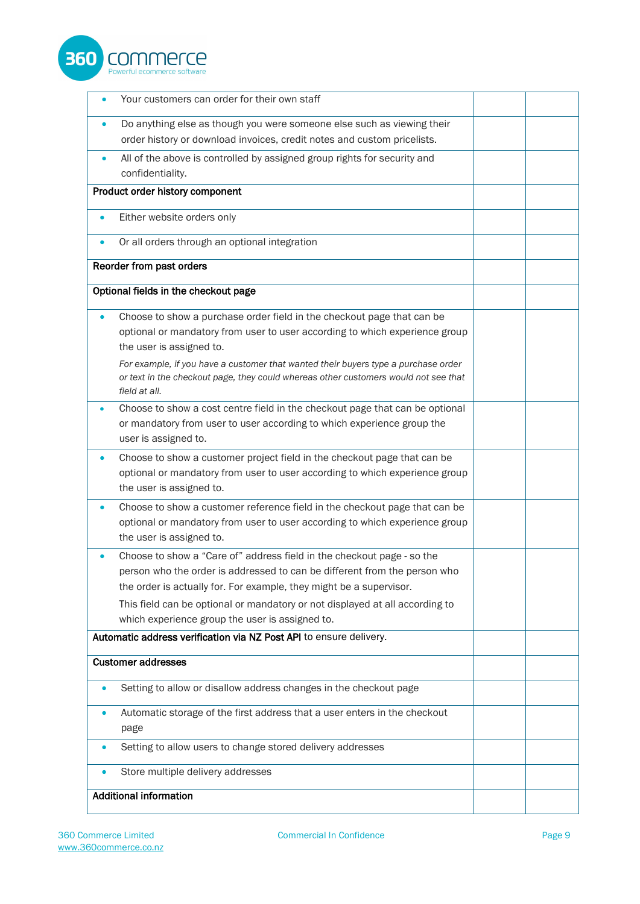| | | |
|---|---|---|
| • Your customers can order for their own staff | | |
| • Do anything else as though you were someone else such as viewing their order history or download invoices, credit notes and custom pricelists. | | |
| • All of the above is controlled by assigned group rights for security and confidentiality. | | |
| **Product order history component** | | |
| • Either website orders only | | |
| • Or all orders through an optional integration | | |
| **Reorder from past orders** | | |
| **Optional fields in the checkout page** | | |
| • Choose to show a purchase order field in the checkout page that can be optional or mandatory from user to user according to which experience group the user is assigned to. *For example, if you have a customer that wanted their buyers type a purchase order or text in the checkout page, they could whereas other customers would not see that field at all.* | | |
| • Choose to show a cost centre field in the checkout page that can be optional or mandatory from user to user according to which experience group the user is assigned to. | | |
| • Choose to show a customer project field in the checkout page that can be optional or mandatory from user to user according to which experience group the user is assigned to. | | |
| • Choose to show a customer reference field in the checkout page that can be optional or mandatory from user to user according to which experience group the user is assigned to. | | |
| • Choose to show a "Care of" address field in the checkout page - so the person who the order is addressed to can be different from the person who the order is actually for. For example, they might be a supervisor. This field can be optional or mandatory or not displayed at all according to which experience group the user is assigned to. | | |
| **Automatic address verification via NZ Post API** to ensure delivery. | | |
| **Customer addresses** | | |
| • Setting to allow or disallow address changes in the checkout page | | |
| • Automatic storage of the first address that a user enters in the checkout page | | |
| • Setting to allow users to change stored delivery addresses | | |
| • Store multiple delivery addresses | | |
| **Additional information** | | |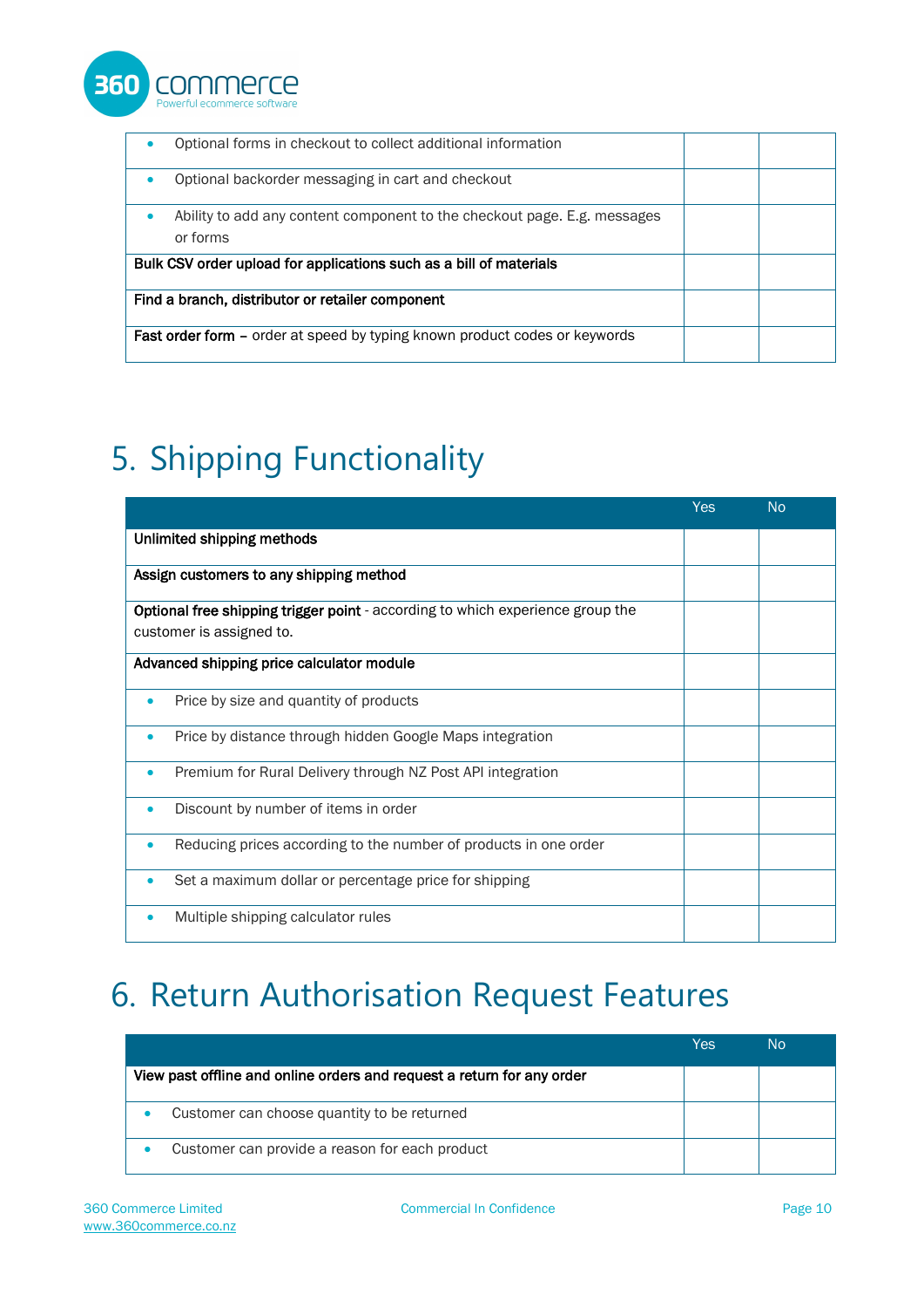| | | |
|---|---|---|
| • Optional forms in checkout to collect additional information | | |
| • Optional backorder messaging in cart and checkout | | |
| • Ability to add any content component to the checkout page. E.g. messages or forms | | |
| **Bulk CSV order upload for applications such as a bill of materials** | | |
| **Find a branch, distributor or retailer component** | | |
| **Fast order form** – order at speed by typing known product codes or keywords | | |

# 5. Shipping Functionality

| | Yes | No |
|---|---|---|
| **Unlimited shipping methods** | | |
| **Assign customers to any shipping method** | | |
| **Optional free shipping trigger point** - according to which experience group the customer is assigned to. | | |
| **Advanced shipping price calculator module** | | |
| • Price by size and quantity of products | | |
| • Price by distance through hidden Google Maps integration | | |
| • Premium for Rural Delivery through NZ Post API integration | | |
| • Discount by number of items in order | | |
| • Reducing prices according to the number of products in one order | | |
| • Set a maximum dollar or percentage price for shipping | | |
| • Multiple shipping calculator rules | | |

# 6. Return Authorisation Request Features

| | Yes | No |
|---|---|---|
| **View past offline and online orders and request a return for any order** | | |
| • Customer can choose quantity to be returned | | |
| • Customer can provide a reason for each product | | |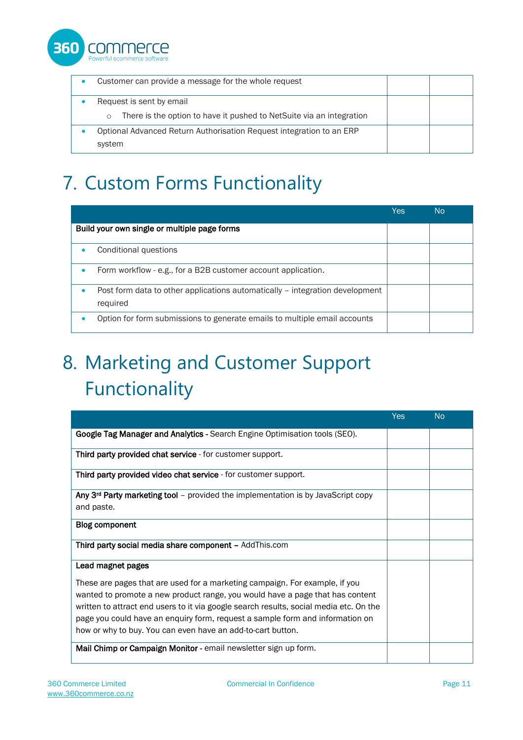| | | |
|---|---|---|
| • Customer can provide a message for the whole request | | |
| • Request is sent by email<br>  ○ There is the option to have it pushed to NetSuite via an integration | | |
| • Optional Advanced Return Authorisation Request integration to an ERP system | | |

# 7. Custom Forms Functionality

| | Yes | No |
|---|---|---|
| **Build your own single or multiple page forms** | | |
| • Conditional questions | | |
| • Form workflow - e.g., for a B2B customer account application. | | |
| • Post form data to other applications automatically – integration development required | | |
| • Option for form submissions to generate emails to multiple email accounts | | |

# 8. Marketing and Customer Support Functionality

| | Yes | No |
|---|---|---|
| **Google Tag Manager and Analytics** - Search Engine Optimisation tools (SEO). | | |
| **Third party provided chat service** - for customer support. | | |
| **Third party provided video chat service** - for customer support. | | |
| **Any 3rd Party marketing tool** – provided the implementation is by JavaScript copy and paste. | | |
| **Blog component** | | |
| **Third party social media share component –** AddThis.com | | |
| **Lead magnet pages**<br><br>These are pages that are used for a marketing campaign. For example, if you wanted to promote a new product range, you would have a page that has content written to attract end users to it via google search results, social media etc. On the page you could have an enquiry form, request a sample form and information on how or why to buy. You can even have an add-to-cart button. | | |
| **Mail Chimp or Campaign Monitor** - email newsletter sign up form. | | |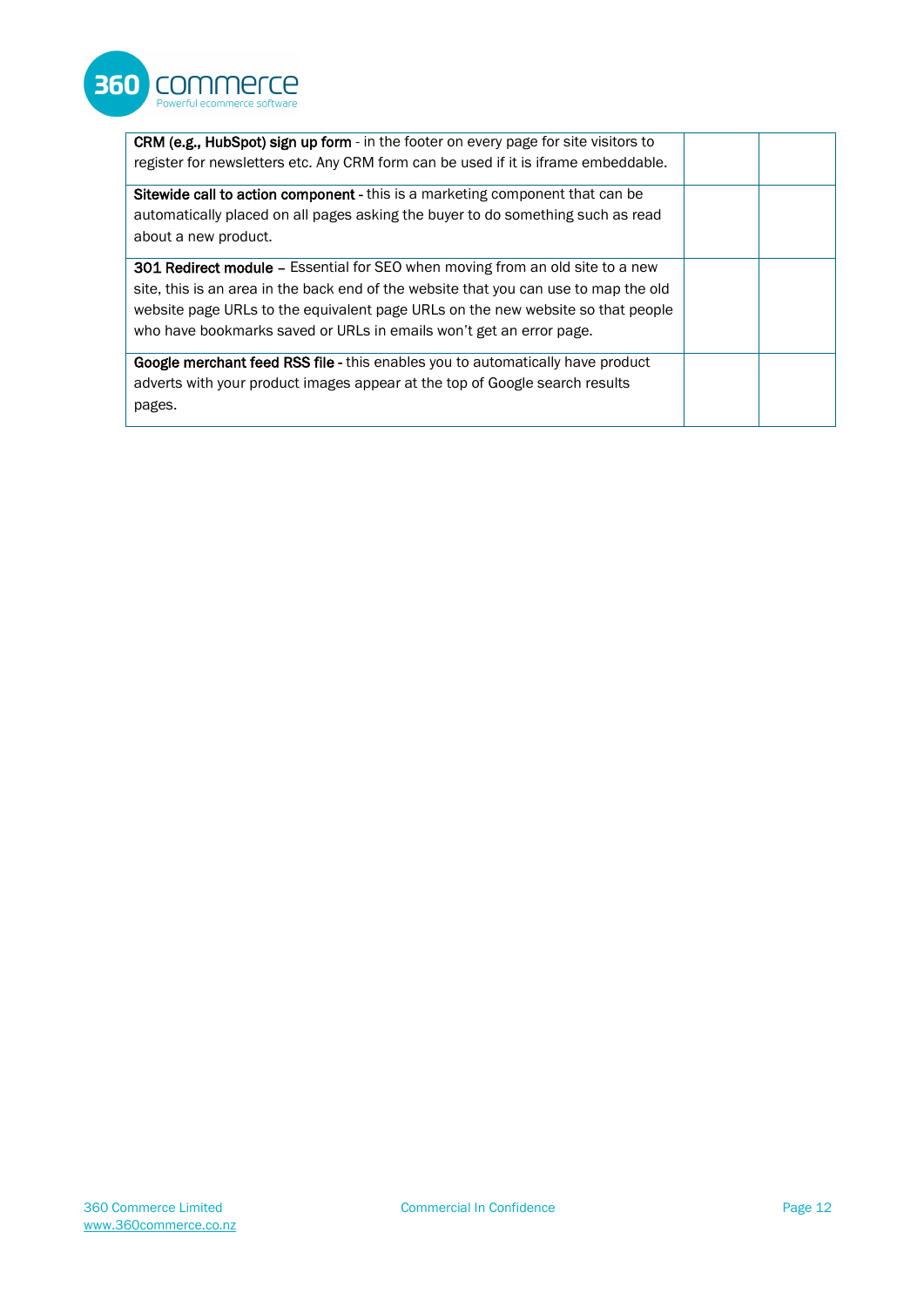| | | |
|---|---|---|
| **CRM (e.g., HubSpot) sign up form** - in the footer on every page for site visitors to register for newsletters etc. Any CRM form can be used if it is iframe embeddable. | | |
| **Sitewide call to action component -** this is a marketing component that can be automatically placed on all pages asking the buyer to do something such as read about a new product. | | |
| **301 Redirect module** – Essential for SEO when moving from an old site to a new site, this is an area in the back end of the website that you can use to map the old website page URLs to the equivalent page URLs on the new website so that people who have bookmarks saved or URLs in emails won't get an error page. | | |
| **Google merchant feed RSS file -** this enables you to automatically have product adverts with your product images appear at the top of Google search results pages. | | |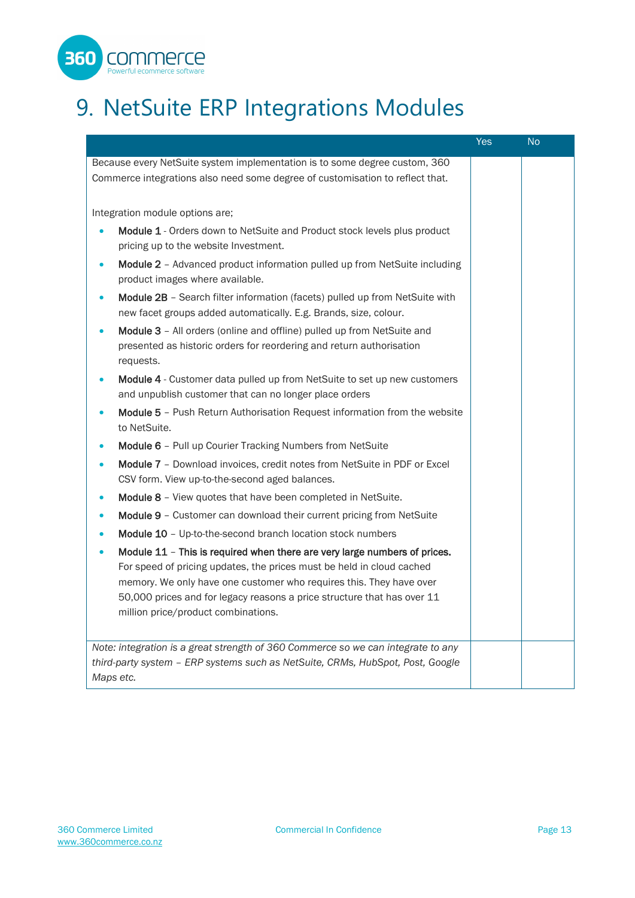# 9. NetSuite ERP Integrations Modules

| | Yes | No |
|---|---|---|
| Because every NetSuite system implementation is to some degree custom, 360 Commerce integrations also need some degree of customisation to reflect that.<br><br>Integration module options are;<br>• **Module 1** - Orders down to NetSuite and Product stock levels plus product pricing up to the website Investment.<br>• **Module 2** – Advanced product information pulled up from NetSuite including product images where available.<br>• **Module 2B** – Search filter information (facets) pulled up from NetSuite with new facet groups added automatically. E.g. Brands, size, colour.<br>• **Module 3** – All orders (online and offline) pulled up from NetSuite and presented as historic orders for reordering and return authorisation requests.<br>• **Module 4** - Customer data pulled up from NetSuite to set up new customers and unpublish customer that can no longer place orders<br>• **Module 5** – Push Return Authorisation Request information from the website to NetSuite.<br>• **Module 6** – Pull up Courier Tracking Numbers from NetSuite<br>• **Module 7** – Download invoices, credit notes from NetSuite in PDF or Excel CSV form. View up-to-the-second aged balances.<br>• **Module 8** – View quotes that have been completed in NetSuite.<br>• **Module 9** – Customer can download their current pricing from NetSuite<br>• **Module 10** – Up-to-the-second branch location stock numbers<br>• **Module 11** – **This is required when there are very large numbers of prices.** For speed of pricing updates, the prices must be held in cloud cached memory. We only have one customer who requires this. They have over 50,000 prices and for legacy reasons a price structure that has over 11 million price/product combinations. | | |
| *Note: integration is a great strength of 360 Commerce so we can integrate to any third-party system – ERP systems such as NetSuite, CRMs, HubSpot, Post, Google Maps etc.* | | |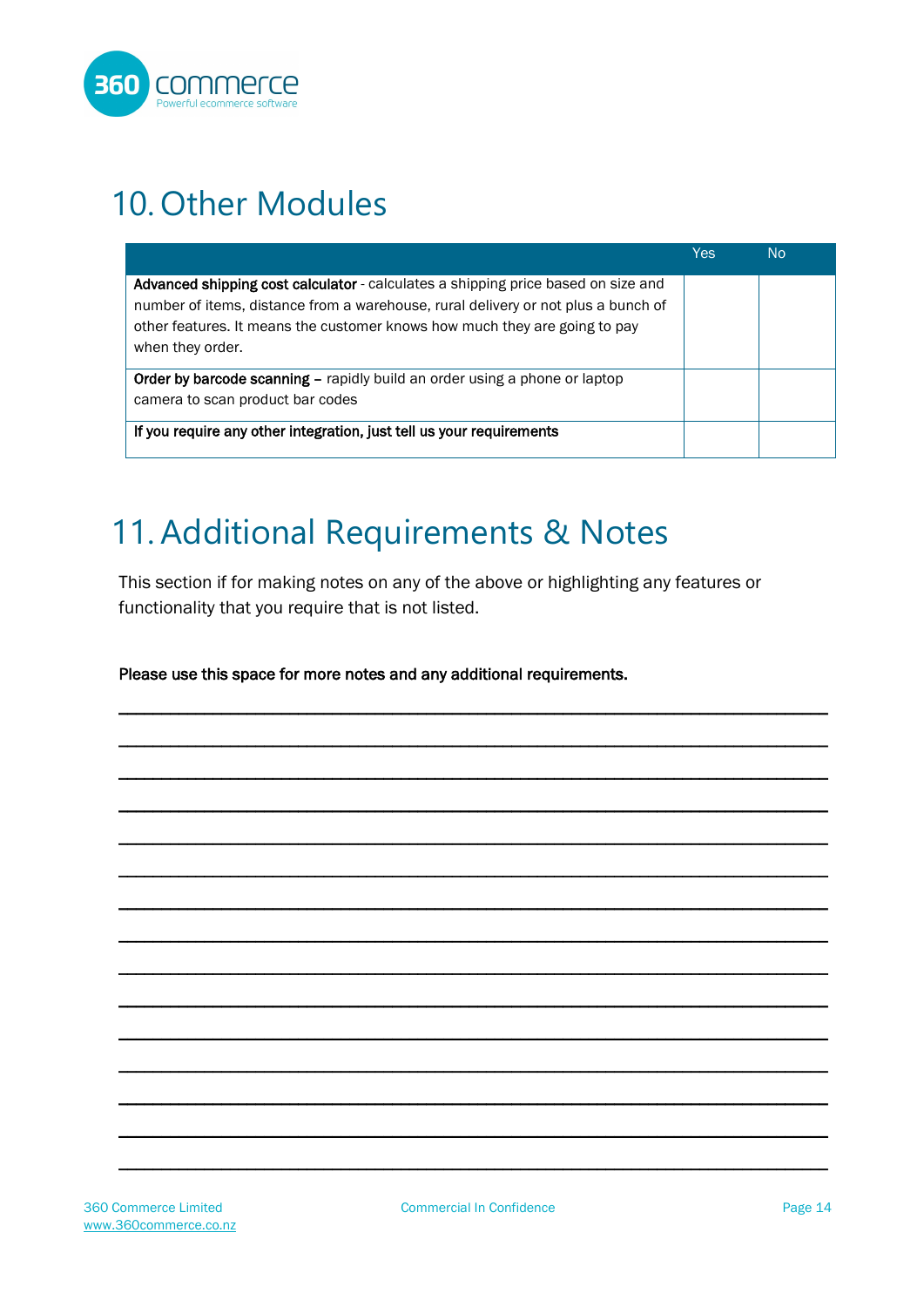# 10. Other Modules

| | Yes | No |
|---|---|---|
| **Advanced shipping cost calculator** - calculates a shipping price based on size and number of items, distance from a warehouse, rural delivery or not plus a bunch of other features. It means the customer knows how much they are going to pay when they order. | | |
| **Order by barcode scanning –** rapidly build an order using a phone or laptop camera to scan product bar codes | | |
| **If you require any other integration, just tell us your requirements** | | |

# 11. Additional Requirements & Notes

This section if for making notes on any of the above or highlighting any features or functionality that you require that is not listed.

**Please use this space for more notes and any additional requirements.**

________________________________________________________________________

________________________________________________________________________

________________________________________________________________________

________________________________________________________________________

________________________________________________________________________

________________________________________________________________________

________________________________________________________________________

________________________________________________________________________

________________________________________________________________________

________________________________________________________________________

________________________________________________________________________

________________________________________________________________________

________________________________________________________________________

________________________________________________________________________

________________________________________________________________________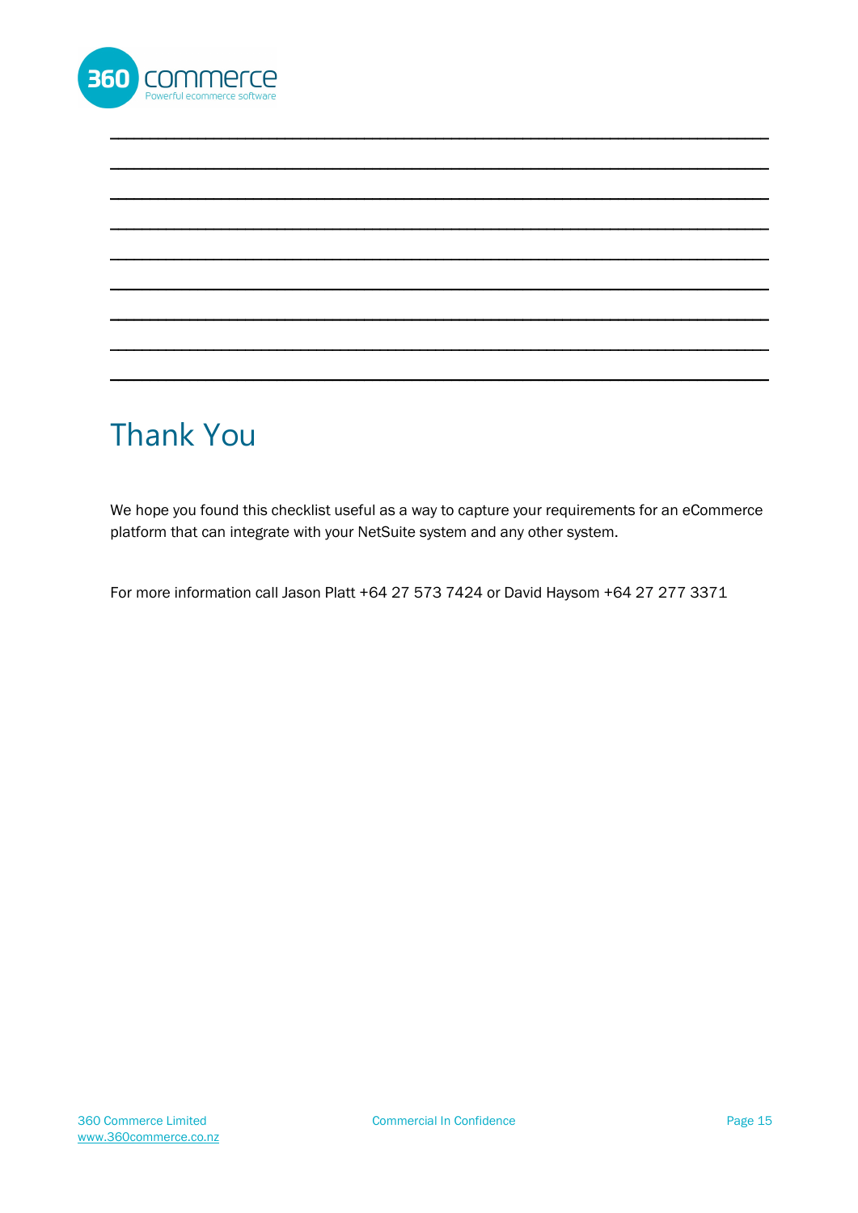\_\_\_\_\_\_\_\_\_\_\_\_\_\_\_\_\_\_\_\_\_\_\_\_\_\_\_\_\_\_\_\_\_\_\_\_\_\_\_\_\_\_\_\_\_\_\_\_\_\_\_\_\_\_\_\_\_\_\_\_\_\_\_\_\_\_\_\_\_\_\_\_

\_\_\_\_\_\_\_\_\_\_\_\_\_\_\_\_\_\_\_\_\_\_\_\_\_\_\_\_\_\_\_\_\_\_\_\_\_\_\_\_\_\_\_\_\_\_\_\_\_\_\_\_\_\_\_\_\_\_\_\_\_\_\_\_\_\_\_\_\_\_\_\_

\_\_\_\_\_\_\_\_\_\_\_\_\_\_\_\_\_\_\_\_\_\_\_\_\_\_\_\_\_\_\_\_\_\_\_\_\_\_\_\_\_\_\_\_\_\_\_\_\_\_\_\_\_\_\_\_\_\_\_\_\_\_\_\_\_\_\_\_\_\_\_\_

\_\_\_\_\_\_\_\_\_\_\_\_\_\_\_\_\_\_\_\_\_\_\_\_\_\_\_\_\_\_\_\_\_\_\_\_\_\_\_\_\_\_\_\_\_\_\_\_\_\_\_\_\_\_\_\_\_\_\_\_\_\_\_\_\_\_\_\_\_\_\_\_

\_\_\_\_\_\_\_\_\_\_\_\_\_\_\_\_\_\_\_\_\_\_\_\_\_\_\_\_\_\_\_\_\_\_\_\_\_\_\_\_\_\_\_\_\_\_\_\_\_\_\_\_\_\_\_\_\_\_\_\_\_\_\_\_\_\_\_\_\_\_\_\_

\_\_\_\_\_\_\_\_\_\_\_\_\_\_\_\_\_\_\_\_\_\_\_\_\_\_\_\_\_\_\_\_\_\_\_\_\_\_\_\_\_\_\_\_\_\_\_\_\_\_\_\_\_\_\_\_\_\_\_\_\_\_\_\_\_\_\_\_\_\_\_\_

\_\_\_\_\_\_\_\_\_\_\_\_\_\_\_\_\_\_\_\_\_\_\_\_\_\_\_\_\_\_\_\_\_\_\_\_\_\_\_\_\_\_\_\_\_\_\_\_\_\_\_\_\_\_\_\_\_\_\_\_\_\_\_\_\_\_\_\_\_\_\_\_

\_\_\_\_\_\_\_\_\_\_\_\_\_\_\_\_\_\_\_\_\_\_\_\_\_\_\_\_\_\_\_\_\_\_\_\_\_\_\_\_\_\_\_\_\_\_\_\_\_\_\_\_\_\_\_\_\_\_\_\_\_\_\_\_\_\_\_\_\_\_\_\_

\_\_\_\_\_\_\_\_\_\_\_\_\_\_\_\_\_\_\_\_\_\_\_\_\_\_\_\_\_\_\_\_\_\_\_\_\_\_\_\_\_\_\_\_\_\_\_\_\_\_\_\_\_\_\_\_\_\_\_\_\_\_\_\_\_\_\_\_\_\_\_\_

# Thank You

We hope you found this checklist useful as a way to capture your requirements for an eCommerce platform that can integrate with your NetSuite system and any other system.

For more information call Jason Platt +64 27 573 7424 or David Haysom +64 27 277 3371